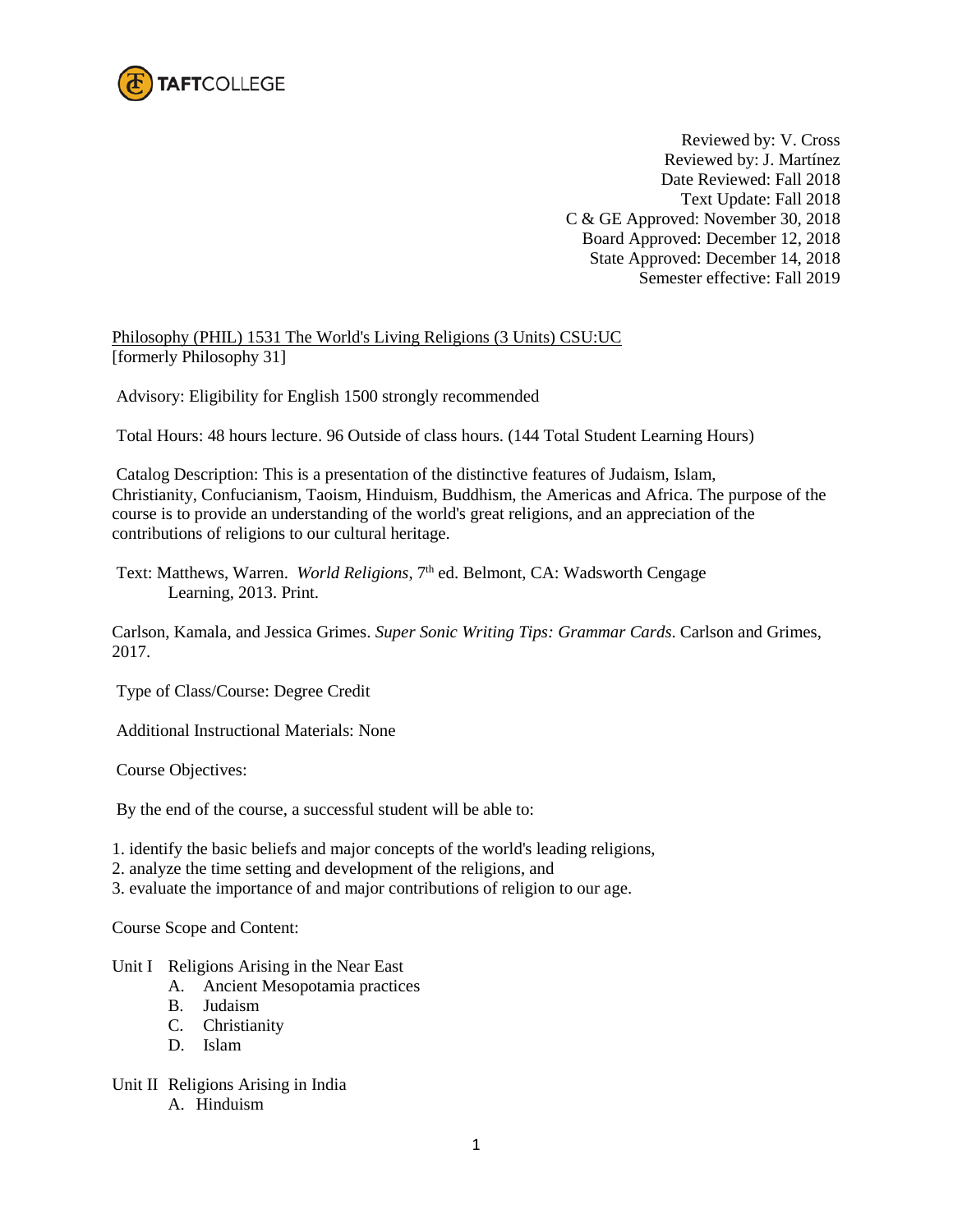TAFTCOLLEGE

Reviewed by: V. Cross
Reviewed by: J. Martínez
Date Reviewed: Fall 2018
Text Update: Fall 2018
C & GE Approved: November 30, 2018
Board Approved: December 12, 2018
State Approved: December 14, 2018
Semester effective: Fall 2019

Philosophy (PHIL) 1531 The World's Living Religions (3 Units) CSU:UC
[formerly Philosophy 31]

Advisory: Eligibility for English 1500 strongly recommended

Total Hours: 48 hours lecture. 96 Outside of class hours. (144 Total Student Learning Hours)

Catalog Description: This is a presentation of the distinctive features of Judaism, Islam, Christianity, Confucianism, Taoism, Hinduism, Buddhism, the Americas and Africa. The purpose of the course is to provide an understanding of the world's great religions, and an appreciation of the contributions of religions to our cultural heritage.

Text: Matthews, Warren. *World Religions*, 7th ed. Belmont, CA: Wadsworth Cengage Learning, 2013. Print.

Carlson, Kamala, and Jessica Grimes. *Super Sonic Writing Tips: Grammar Cards*. Carlson and Grimes, 2017.

Type of Class/Course: Degree Credit

Additional Instructional Materials: None

Course Objectives:

By the end of the course, a successful student will be able to:

1. identify the basic beliefs and major concepts of the world's leading religions,
2. analyze the time setting and development of the religions, and
3. evaluate the importance of and major contributions of religion to our age.

Course Scope and Content:

Unit I Religions Arising in the Near East
- A. Ancient Mesopotamia practices
- B. Judaism
- C. Christianity
- D. Islam

Unit II Religions Arising in India
- A. Hinduism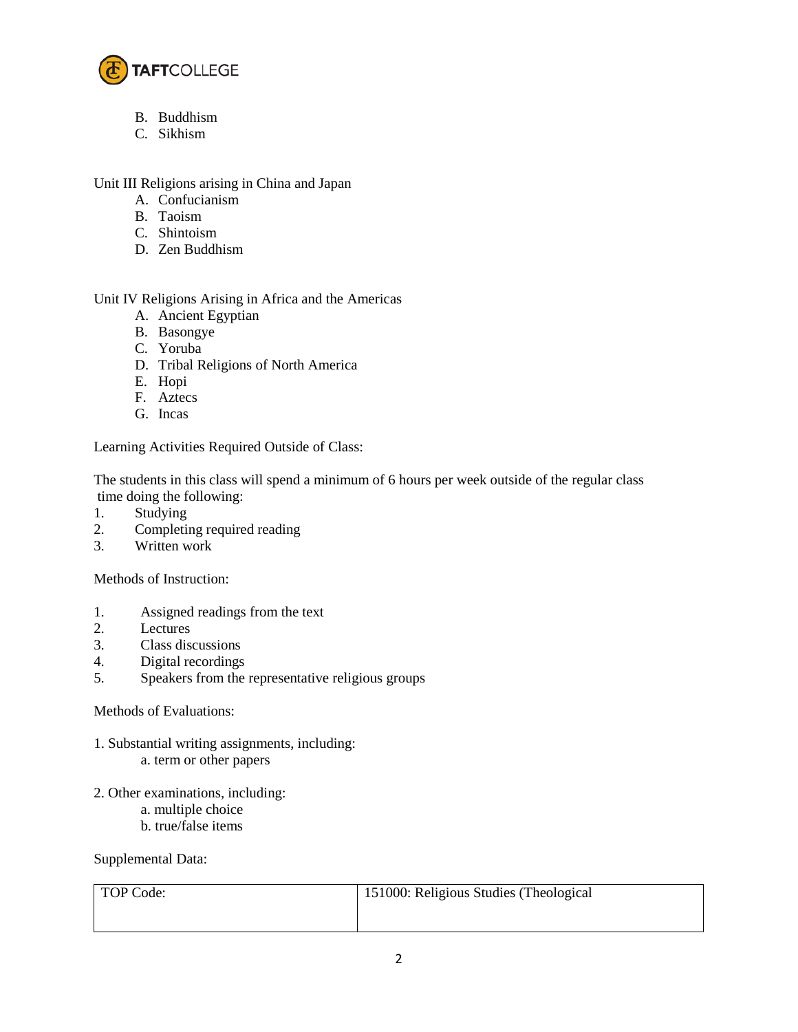B. Buddhism
C. Sikhism

Unit III Religions arising in China and Japan

A. Confucianism
B. Taoism
C. Shintoism
D. Zen Buddhism

Unit IV Religions Arising in Africa and the Americas

A. Ancient Egyptian
B. Basongye
C. Yoruba
D. Tribal Religions of North America
E. Hopi
F. Aztecs
G. Incas

Learning Activities Required Outside of Class:

The students in this class will spend a minimum of 6 hours per week outside of the regular class time doing the following:

1. Studying
2. Completing required reading
3. Written work

Methods of Instruction:

1. Assigned readings from the text
2. Lectures
3. Class discussions
4. Digital recordings
5. Speakers from the representative religious groups

Methods of Evaluations:

1. Substantial writing assignments, including:
   a. term or other papers

2. Other examinations, including:
   a. multiple choice
   b. true/false items

Supplemental Data:

| TOP Code: | 151000: Religious Studies (Theological |
| --- | --- |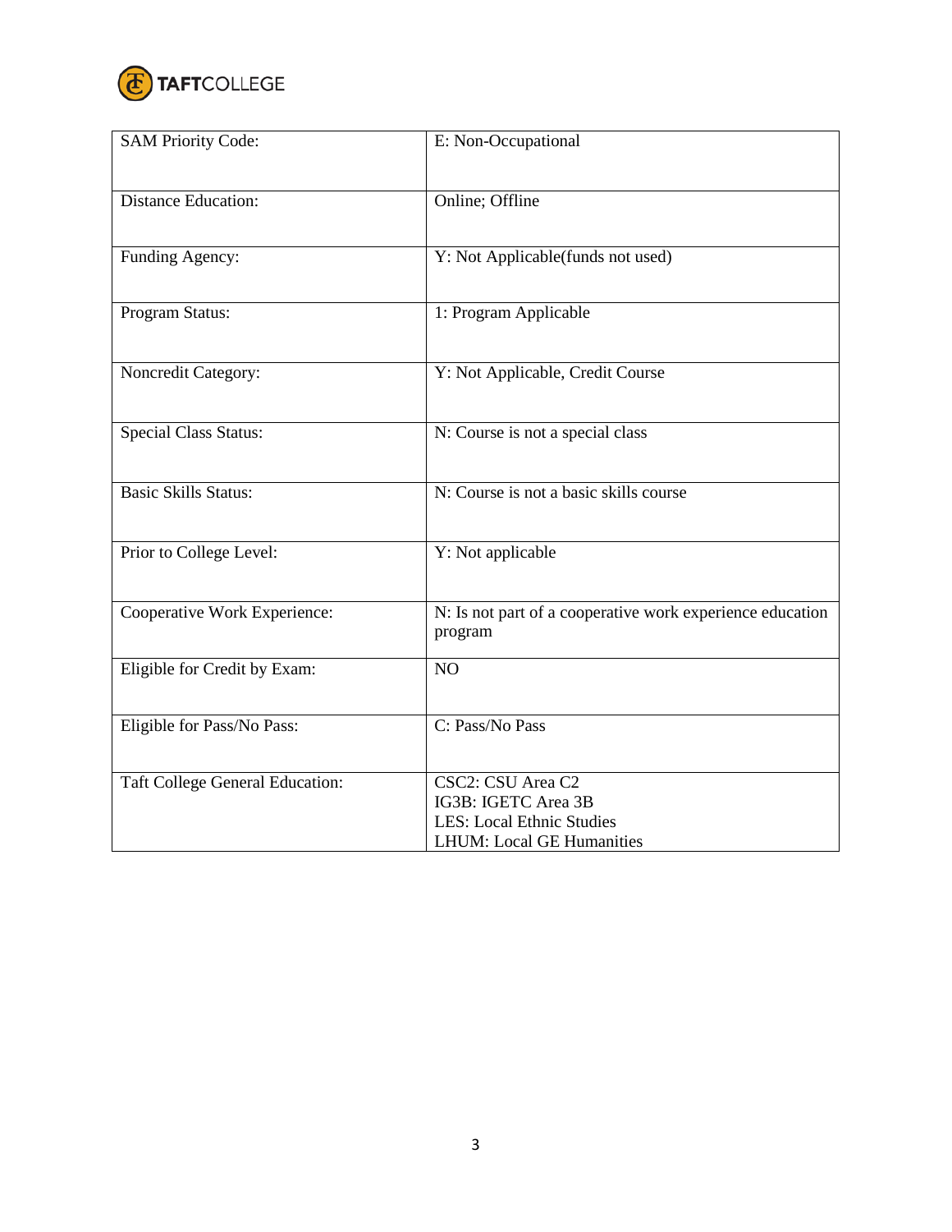| | |
|---|---|
| SAM Priority Code: | E: Non-Occupational |
| Distance Education: | Online; Offline |
| Funding Agency: | Y: Not Applicable(funds not used) |
| Program Status: | 1: Program Applicable |
| Noncredit Category: | Y: Not Applicable, Credit Course |
| Special Class Status: | N: Course is not a special class |
| Basic Skills Status: | N: Course is not a basic skills course |
| Prior to College Level: | Y: Not applicable |
| Cooperative Work Experience: | N: Is not part of a cooperative work experience education program |
| Eligible for Credit by Exam: | NO |
| Eligible for Pass/No Pass: | C: Pass/No Pass |
| Taft College General Education: | CSC2: CSU Area C2<br>IG3B: IGETC Area 3B<br>LES: Local Ethnic Studies<br>LHUM: Local GE Humanities |